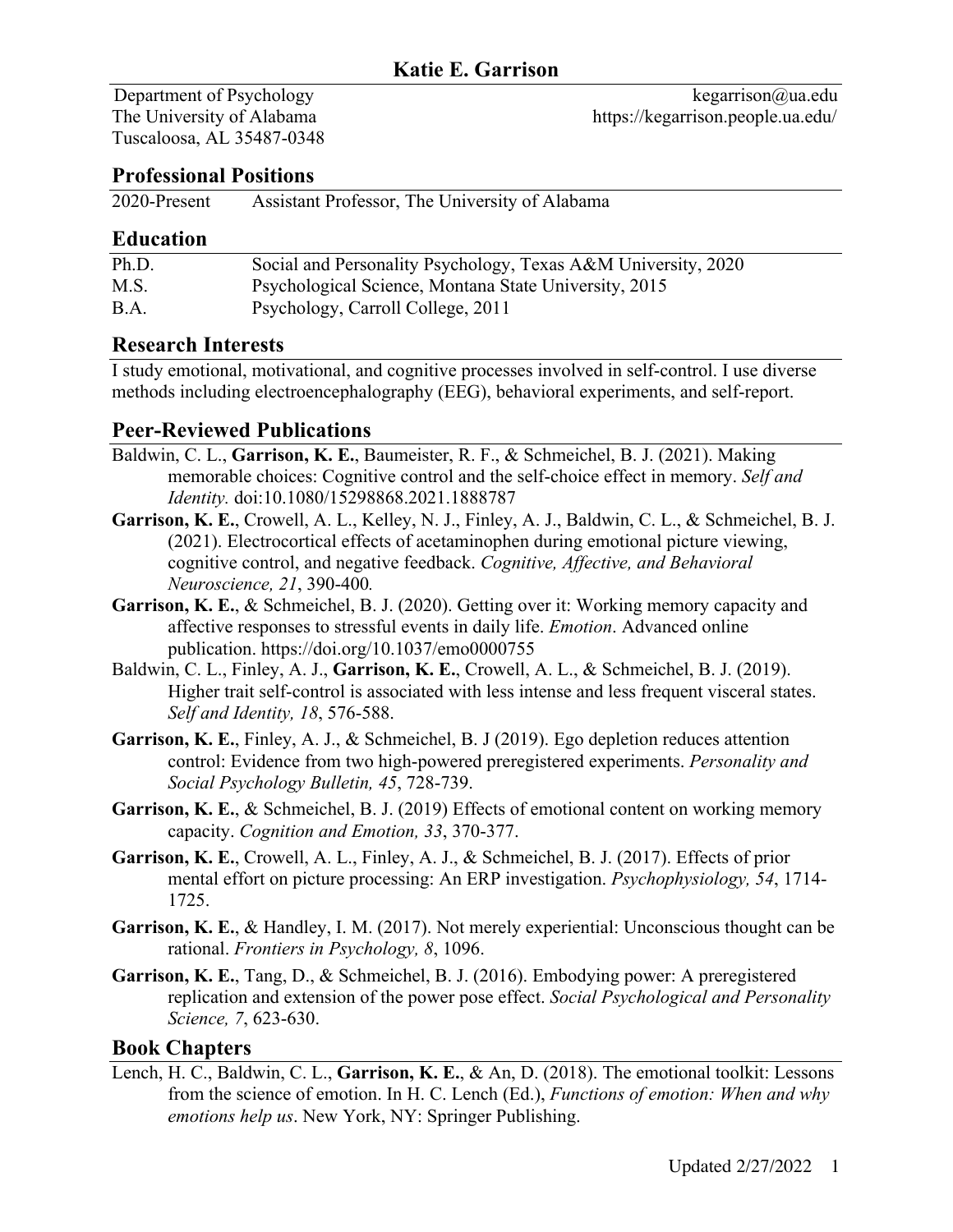# Katie E. Garrison

Department of Psychology
The University of Alabama
Tuscaloosa, AL 35487-0348

kegarrison@ua.edu
https://kegarrison.people.ua.edu/

## Professional Positions

| | |
|---|---|
| 2020-Present | Assistant Professor, The University of Alabama |

## Education

| | |
|---|---|
| Ph.D. | Social and Personality Psychology, Texas A&M University, 2020 |
| M.S. | Psychological Science, Montana State University, 2015 |
| B.A. | Psychology, Carroll College, 2011 |

## Research Interests

I study emotional, motivational, and cognitive processes involved in self-control. I use diverse methods including electroencephalography (EEG), behavioral experiments, and self-report.

## Peer-Reviewed Publications

Baldwin, C. L., **Garrison, K. E.**, Baumeister, R. F., & Schmeichel, B. J. (2021). Making memorable choices: Cognitive control and the self-choice effect in memory. *Self and Identity.* doi:10.1080/15298868.2021.1888787

**Garrison, K. E.**, Crowell, A. L., Kelley, N. J., Finley, A. J., Baldwin, C. L., & Schmeichel, B. J. (2021). Electrocortical effects of acetaminophen during emotional picture viewing, cognitive control, and negative feedback. *Cognitive, Affective, and Behavioral Neuroscience, 21*, 390-400*.*

**Garrison, K. E.**, & Schmeichel, B. J. (2020). Getting over it: Working memory capacity and affective responses to stressful events in daily life. *Emotion*. Advanced online publication. https://doi.org/10.1037/emo0000755

Baldwin, C. L., Finley, A. J., **Garrison, K. E.**, Crowell, A. L., & Schmeichel, B. J. (2019). Higher trait self-control is associated with less intense and less frequent visceral states. *Self and Identity, 18*, 576-588.

**Garrison, K. E.**, Finley, A. J., & Schmeichel, B. J (2019). Ego depletion reduces attention control: Evidence from two high-powered preregistered experiments. *Personality and Social Psychology Bulletin, 45*, 728-739.

**Garrison, K. E.**, & Schmeichel, B. J. (2019) Effects of emotional content on working memory capacity. *Cognition and Emotion, 33*, 370-377.

**Garrison, K. E.**, Crowell, A. L., Finley, A. J., & Schmeichel, B. J. (2017). Effects of prior mental effort on picture processing: An ERP investigation. *Psychophysiology, 54*, 1714-1725.

**Garrison, K. E.**, & Handley, I. M. (2017). Not merely experiential: Unconscious thought can be rational. *Frontiers in Psychology, 8*, 1096.

**Garrison, K. E.**, Tang, D., & Schmeichel, B. J. (2016). Embodying power: A preregistered replication and extension of the power pose effect. *Social Psychological and Personality Science, 7*, 623-630.

## Book Chapters

Lench, H. C., Baldwin, C. L., **Garrison, K. E.**, & An, D. (2018). The emotional toolkit: Lessons from the science of emotion. In H. C. Lench (Ed.), *Functions of emotion: When and why emotions help us*. New York, NY: Springer Publishing.

Updated 2/27/2022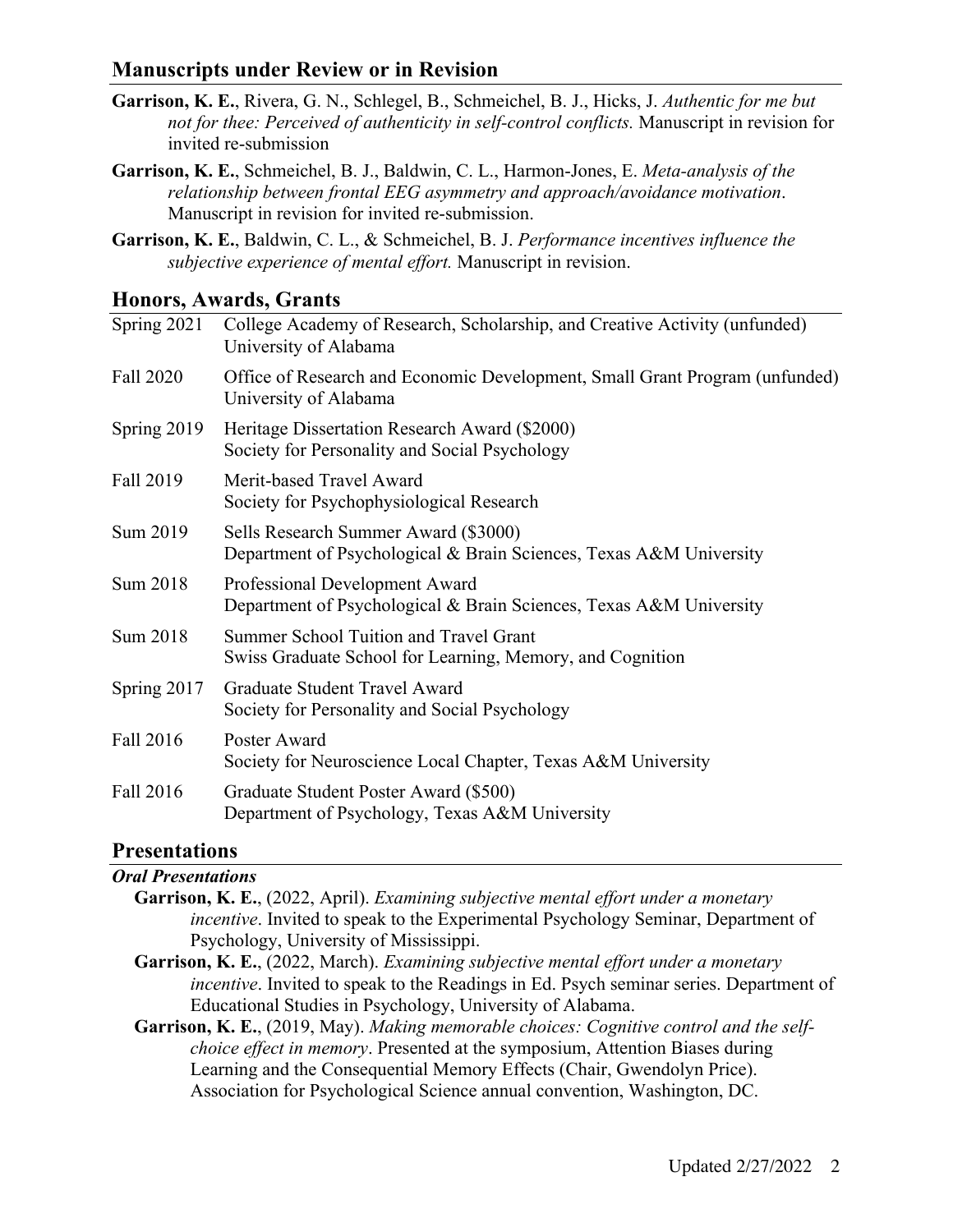## Manuscripts under Review or in Revision

**Garrison, K. E.**, Rivera, G. N., Schlegel, B., Schmeichel, B. J., Hicks, J. *Authentic for me but not for thee: Perceived of authenticity in self-control conflicts.* Manuscript in revision for invited re-submission

**Garrison, K. E.**, Schmeichel, B. J., Baldwin, C. L., Harmon-Jones, E. *Meta-analysis of the relationship between frontal EEG asymmetry and approach/avoidance motivation*. Manuscript in revision for invited re-submission.

**Garrison, K. E.**, Baldwin, C. L., & Schmeichel, B. J. *Performance incentives influence the subjective experience of mental effort.* Manuscript in revision.

## Honors, Awards, Grants

| | |
|---|---|
| Spring 2021 | College Academy of Research, Scholarship, and Creative Activity (unfunded)<br>University of Alabama |
| Fall 2020 | Office of Research and Economic Development, Small Grant Program (unfunded)<br>University of Alabama |
| Spring 2019 | Heritage Dissertation Research Award ($2000)<br>Society for Personality and Social Psychology |
| Fall 2019 | Merit-based Travel Award<br>Society for Psychophysiological Research |
| Sum 2019 | Sells Research Summer Award ($3000)<br>Department of Psychological & Brain Sciences, Texas A&M University |
| Sum 2018 | Professional Development Award<br>Department of Psychological & Brain Sciences, Texas A&M University |
| Sum 2018 | Summer School Tuition and Travel Grant<br>Swiss Graduate School for Learning, Memory, and Cognition |
| Spring 2017 | Graduate Student Travel Award<br>Society for Personality and Social Psychology |
| Fall 2016 | Poster Award<br>Society for Neuroscience Local Chapter, Texas A&M University |
| Fall 2016 | Graduate Student Poster Award ($500)<br>Department of Psychology, Texas A&M University |

## Presentations

### *Oral Presentations*

**Garrison, K. E.**, (2022, April). *Examining subjective mental effort under a monetary incentive*. Invited to speak to the Experimental Psychology Seminar, Department of Psychology, University of Mississippi.

**Garrison, K. E.**, (2022, March). *Examining subjective mental effort under a monetary incentive*. Invited to speak to the Readings in Ed. Psych seminar series. Department of Educational Studies in Psychology, University of Alabama.

**Garrison, K. E.**, (2019, May). *Making memorable choices: Cognitive control and the self-choice effect in memory*. Presented at the symposium, Attention Biases during Learning and the Consequential Memory Effects (Chair, Gwendolyn Price). Association for Psychological Science annual convention, Washington, DC.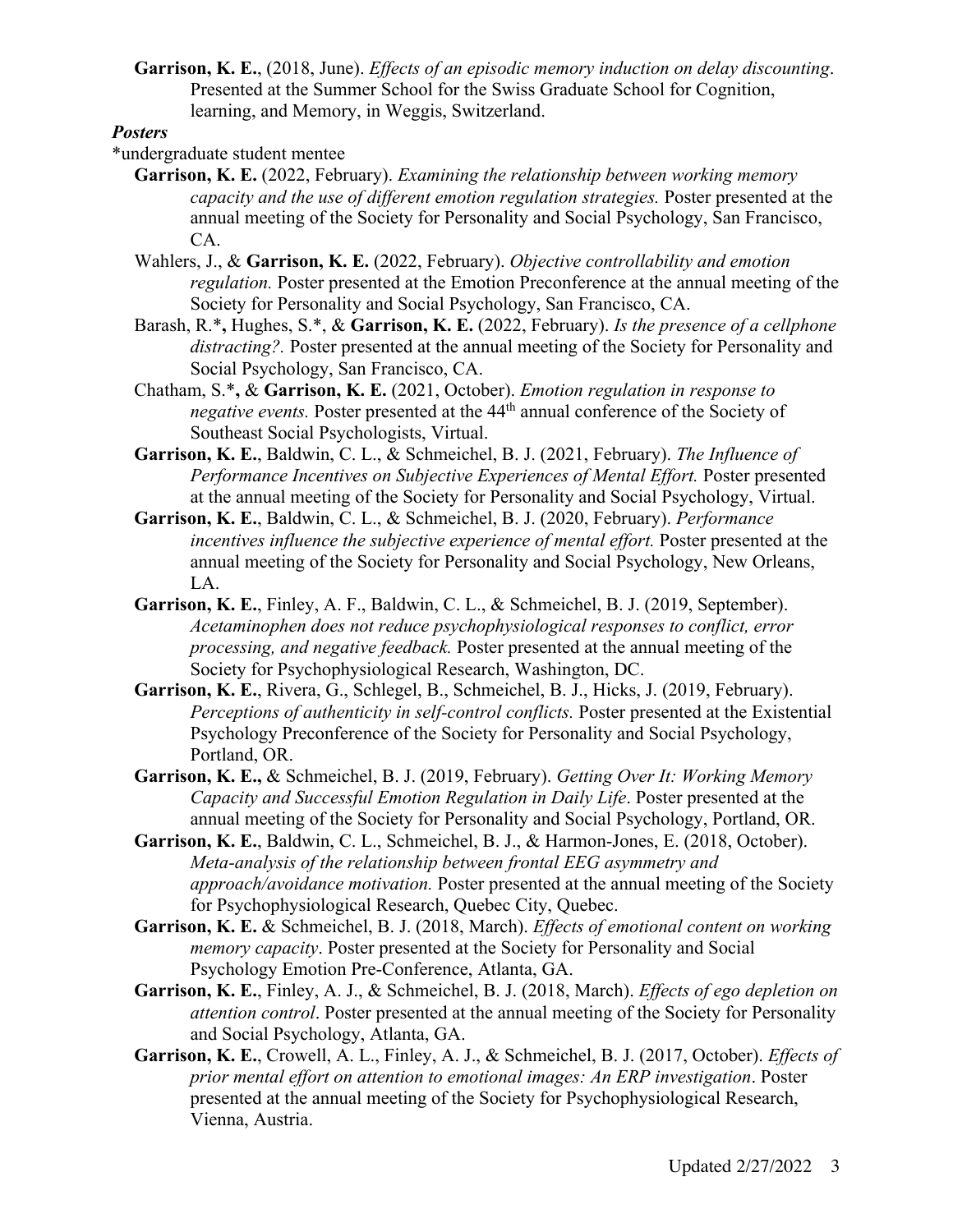**Garrison, K. E.**, (2018, June). *Effects of an episodic memory induction on delay discounting*. Presented at the Summer School for the Swiss Graduate School for Cognition, learning, and Memory, in Weggis, Switzerland.

***Posters***

*undergraduate student mentee

**Garrison, K. E.** (2022, February). *Examining the relationship between working memory capacity and the use of different emotion regulation strategies.* Poster presented at the annual meeting of the Society for Personality and Social Psychology, San Francisco, CA.

Wahlers, J., & **Garrison, K. E.** (2022, February). *Objective controllability and emotion regulation.* Poster presented at the Emotion Preconference at the annual meeting of the Society for Personality and Social Psychology, San Francisco, CA.

Barash, R.***,** Hughes, S.*, & **Garrison, K. E.** (2022, February). *Is the presence of a cellphone distracting?.* Poster presented at the annual meeting of the Society for Personality and Social Psychology, San Francisco, CA.

Chatham, S.***,** & **Garrison, K. E.** (2021, October). *Emotion regulation in response to negative events.* Poster presented at the 44th annual conference of the Society of Southeast Social Psychologists, Virtual.

**Garrison, K. E.**, Baldwin, C. L., & Schmeichel, B. J. (2021, February). *The Influence of Performance Incentives on Subjective Experiences of Mental Effort.* Poster presented at the annual meeting of the Society for Personality and Social Psychology, Virtual.

**Garrison, K. E.**, Baldwin, C. L., & Schmeichel, B. J. (2020, February). *Performance incentives influence the subjective experience of mental effort.* Poster presented at the annual meeting of the Society for Personality and Social Psychology, New Orleans, LA.

**Garrison, K. E.**, Finley, A. F., Baldwin, C. L., & Schmeichel, B. J. (2019, September). *Acetaminophen does not reduce psychophysiological responses to conflict, error processing, and negative feedback.* Poster presented at the annual meeting of the Society for Psychophysiological Research, Washington, DC.

**Garrison, K. E.**, Rivera, G., Schlegel, B., Schmeichel, B. J., Hicks, J. (2019, February). *Perceptions of authenticity in self-control conflicts.* Poster presented at the Existential Psychology Preconference of the Society for Personality and Social Psychology, Portland, OR.

**Garrison, K. E.,** & Schmeichel, B. J. (2019, February). *Getting Over It: Working Memory Capacity and Successful Emotion Regulation in Daily Life*. Poster presented at the annual meeting of the Society for Personality and Social Psychology, Portland, OR.

**Garrison, K. E.**, Baldwin, C. L., Schmeichel, B. J., & Harmon-Jones, E. (2018, October). *Meta-analysis of the relationship between frontal EEG asymmetry and approach/avoidance motivation.* Poster presented at the annual meeting of the Society for Psychophysiological Research, Quebec City, Quebec.

**Garrison, K. E.** & Schmeichel, B. J. (2018, March). *Effects of emotional content on working memory capacity*. Poster presented at the Society for Personality and Social Psychology Emotion Pre-Conference, Atlanta, GA.

**Garrison, K. E.**, Finley, A. J., & Schmeichel, B. J. (2018, March). *Effects of ego depletion on attention control*. Poster presented at the annual meeting of the Society for Personality and Social Psychology, Atlanta, GA.

**Garrison, K. E.**, Crowell, A. L., Finley, A. J., & Schmeichel, B. J. (2017, October). *Effects of prior mental effort on attention to emotional images: An ERP investigation*. Poster presented at the annual meeting of the Society for Psychophysiological Research, Vienna, Austria.

Updated 2/27/2022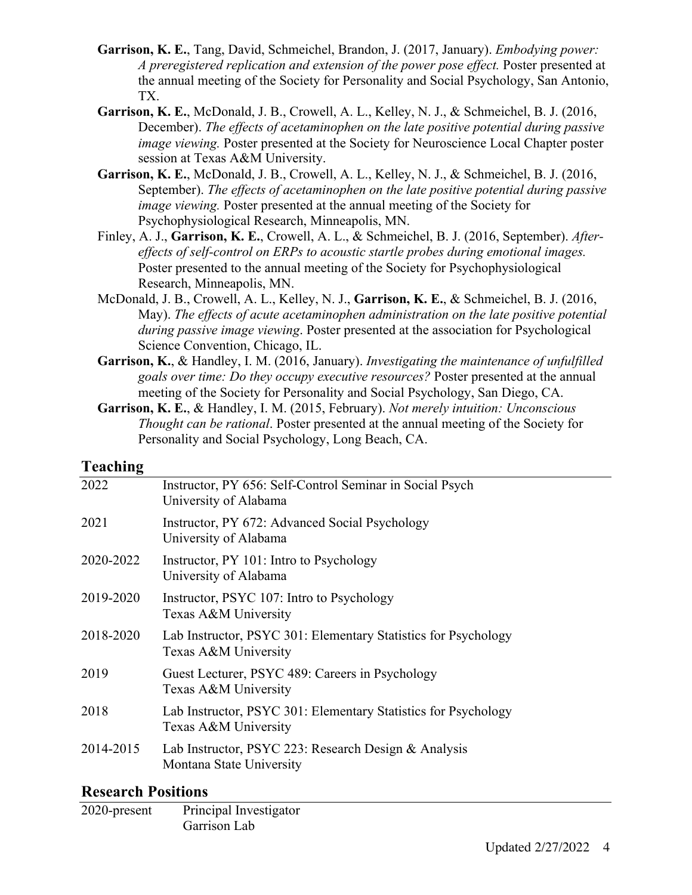- **Garrison, K. E.**, Tang, David, Schmeichel, Brandon, J. (2017, January). *Embodying power: A preregistered replication and extension of the power pose effect.* Poster presented at the annual meeting of the Society for Personality and Social Psychology, San Antonio, TX.
- **Garrison, K. E.**, McDonald, J. B., Crowell, A. L., Kelley, N. J., & Schmeichel, B. J. (2016, December). *The effects of acetaminophen on the late positive potential during passive image viewing.* Poster presented at the Society for Neuroscience Local Chapter poster session at Texas A&M University.
- **Garrison, K. E.**, McDonald, J. B., Crowell, A. L., Kelley, N. J., & Schmeichel, B. J. (2016, September). *The effects of acetaminophen on the late positive potential during passive image viewing.* Poster presented at the annual meeting of the Society for Psychophysiological Research, Minneapolis, MN.
- Finley, A. J., **Garrison, K. E.**, Crowell, A. L., & Schmeichel, B. J. (2016, September). *After-effects of self-control on ERPs to acoustic startle probes during emotional images.* Poster presented to the annual meeting of the Society for Psychophysiological Research, Minneapolis, MN.
- McDonald, J. B., Crowell, A. L., Kelley, N. J., **Garrison, K. E.**, & Schmeichel, B. J. (2016, May). *The effects of acute acetaminophen administration on the late positive potential during passive image viewing*. Poster presented at the association for Psychological Science Convention, Chicago, IL.
- **Garrison, K.**, & Handley, I. M. (2016, January). *Investigating the maintenance of unfulfilled goals over time: Do they occupy executive resources?* Poster presented at the annual meeting of the Society for Personality and Social Psychology, San Diego, CA.
- **Garrison, K. E.**, & Handley, I. M. (2015, February). *Not merely intuition: Unconscious Thought can be rational*. Poster presented at the annual meeting of the Society for Personality and Social Psychology, Long Beach, CA.

## Teaching

| | |
|---|---|
| 2022 | Instructor, PY 656: Self-Control Seminar in Social Psych<br>University of Alabama |
| 2021 | Instructor, PY 672: Advanced Social Psychology<br>University of Alabama |
| 2020-2022 | Instructor, PY 101: Intro to Psychology<br>University of Alabama |
| 2019-2020 | Instructor, PSYC 107: Intro to Psychology<br>Texas A&M University |
| 2018-2020 | Lab Instructor, PSYC 301: Elementary Statistics for Psychology<br>Texas A&M University |
| 2019 | Guest Lecturer, PSYC 489: Careers in Psychology<br>Texas A&M University |
| 2018 | Lab Instructor, PSYC 301: Elementary Statistics for Psychology<br>Texas A&M University |
| 2014-2015 | Lab Instructor, PSYC 223: Research Design & Analysis<br>Montana State University |

## Research Positions

| | |
|---|---|
| 2020-present | Principal Investigator<br>Garrison Lab |

Updated 2/27/2022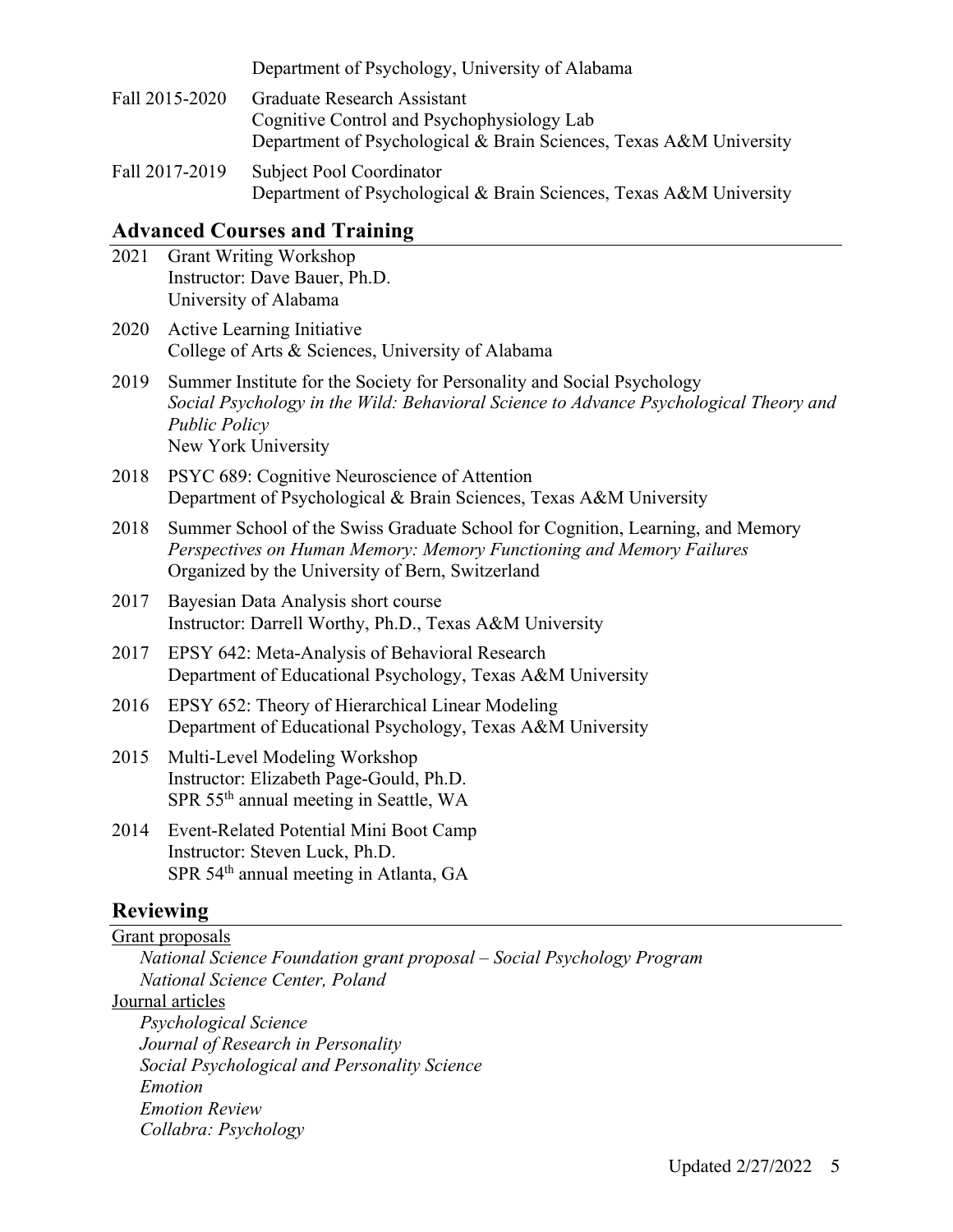Department of Psychology, University of Alabama

Fall 2015-2020 Graduate Research Assistant
Cognitive Control and Psychophysiology Lab
Department of Psychological & Brain Sciences, Texas A&M University

Fall 2017-2019 Subject Pool Coordinator
Department of Psychological & Brain Sciences, Texas A&M University

## Advanced Courses and Training

2021 Grant Writing Workshop
Instructor: Dave Bauer, Ph.D.
University of Alabama

2020 Active Learning Initiative
College of Arts & Sciences, University of Alabama

2019 Summer Institute for the Society for Personality and Social Psychology
*Social Psychology in the Wild: Behavioral Science to Advance Psychological Theory and Public Policy*
New York University

2018 PSYC 689: Cognitive Neuroscience of Attention
Department of Psychological & Brain Sciences, Texas A&M University

2018 Summer School of the Swiss Graduate School for Cognition, Learning, and Memory
*Perspectives on Human Memory: Memory Functioning and Memory Failures*
Organized by the University of Bern, Switzerland

2017 Bayesian Data Analysis short course
Instructor: Darrell Worthy, Ph.D., Texas A&M University

2017 EPSY 642: Meta-Analysis of Behavioral Research
Department of Educational Psychology, Texas A&M University

2016 EPSY 652: Theory of Hierarchical Linear Modeling
Department of Educational Psychology, Texas A&M University

2015 Multi-Level Modeling Workshop
Instructor: Elizabeth Page-Gould, Ph.D.
SPR 55th annual meeting in Seattle, WA

2014 Event-Related Potential Mini Boot Camp
Instructor: Steven Luck, Ph.D.
SPR 54th annual meeting in Atlanta, GA

## Reviewing

Grant proposals

*National Science Foundation grant proposal – Social Psychology Program*
*National Science Center, Poland*

Journal articles

*Psychological Science*
*Journal of Research in Personality*
*Social Psychological and Personality Science*
*Emotion*
*Emotion Review*
*Collabra: Psychology*

Updated 2/27/2022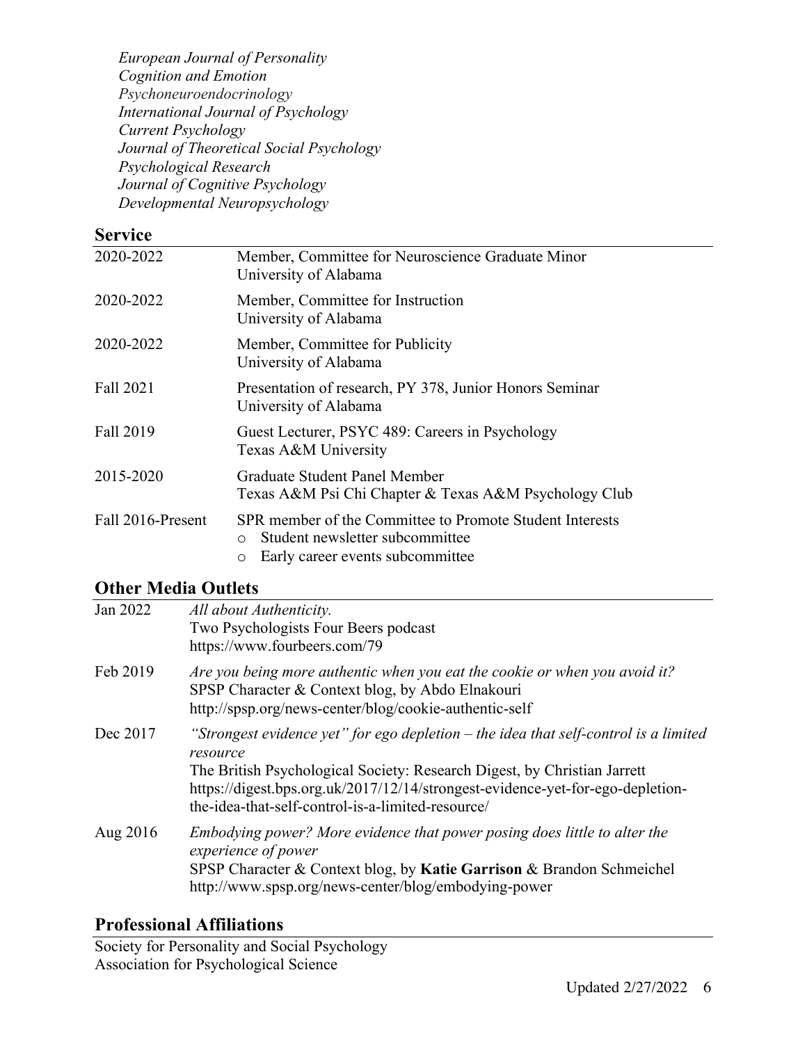*European Journal of Personality*
*Cognition and Emotion*
*Psychoneuroendocrinology*
*International Journal of Psychology*
*Current Psychology*
*Journal of Theoretical Social Psychology*
*Psychological Research*
*Journal of Cognitive Psychology*
*Developmental Neuropsychology*

## Service

| | |
|---|---|
| 2020-2022 | Member, Committee for Neuroscience Graduate Minor<br>University of Alabama |
| 2020-2022 | Member, Committee for Instruction<br>University of Alabama |
| 2020-2022 | Member, Committee for Publicity<br>University of Alabama |
| Fall 2021 | Presentation of research, PY 378, Junior Honors Seminar<br>University of Alabama |
| Fall 2019 | Guest Lecturer, PSYC 489: Careers in Psychology<br>Texas A&M University |
| 2015-2020 | Graduate Student Panel Member<br>Texas A&M Psi Chi Chapter & Texas A&M Psychology Club |
| Fall 2016-Present | SPR member of the Committee to Promote Student Interests<br>o Student newsletter subcommittee<br>o Early career events subcommittee |

## Other Media Outlets

| | |
|---|---|
| Jan 2022 | *All about Authenticity.*<br>Two Psychologists Four Beers podcast<br>https://www.fourbeers.com/79 |
| Feb 2019 | *Are you being more authentic when you eat the cookie or when you avoid it?*<br>SPSP Character & Context blog, by Abdo Elnakouri<br>http://spsp.org/news-center/blog/cookie-authentic-self |
| Dec 2017 | *"Strongest evidence yet" for ego depletion – the idea that self-control is a limited resource*<br>The British Psychological Society: Research Digest, by Christian Jarrett<br>https://digest.bps.org.uk/2017/12/14/strongest-evidence-yet-for-ego-depletion-the-idea-that-self-control-is-a-limited-resource/ |
| Aug 2016 | *Embodying power? More evidence that power posing does little to alter the experience of power*<br>SPSP Character & Context blog, by **Katie Garrison** & Brandon Schmeichel<br>http://www.spsp.org/news-center/blog/embodying-power |

## Professional Affiliations

Society for Personality and Social Psychology
Association for Psychological Science

Updated 2/27/2022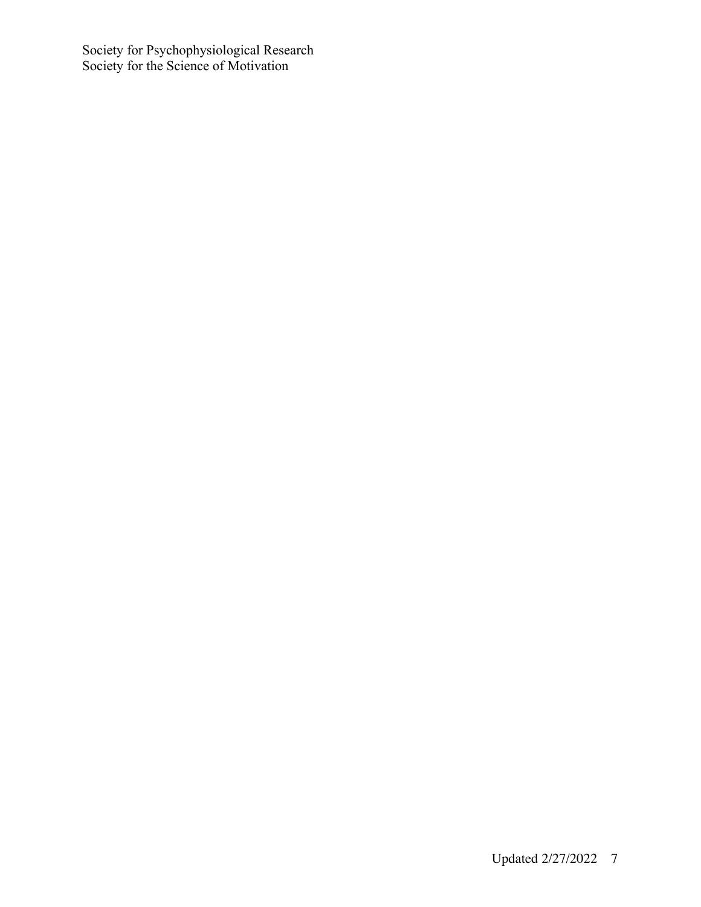Society for Psychophysiological Research
Society for the Science of Motivation